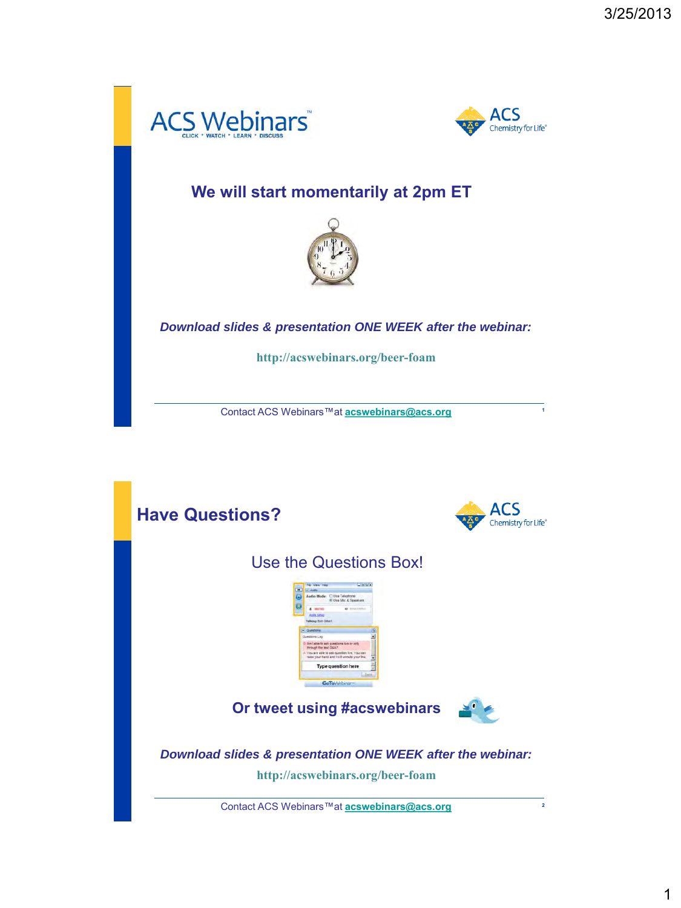# ACS Webinars

CLICK • WATCH • LEARN • DISCUSS

ACS Chemistry for Life

## We will start momentarily at 2pm ET

***Download slides & presentation ONE WEEK after the webinar:***

http://acswebinars.org/beer-foam

Contact ACS Webinars™ at acswebinars@acs.org

---

## Have Questions?

ACS Chemistry for Life

Use the Questions Box!

**Or tweet using #acswebinars**

***Download slides & presentation ONE WEEK after the webinar:***

http://acswebinars.org/beer-foam

Contact ACS Webinars™ at acswebinars@acs.org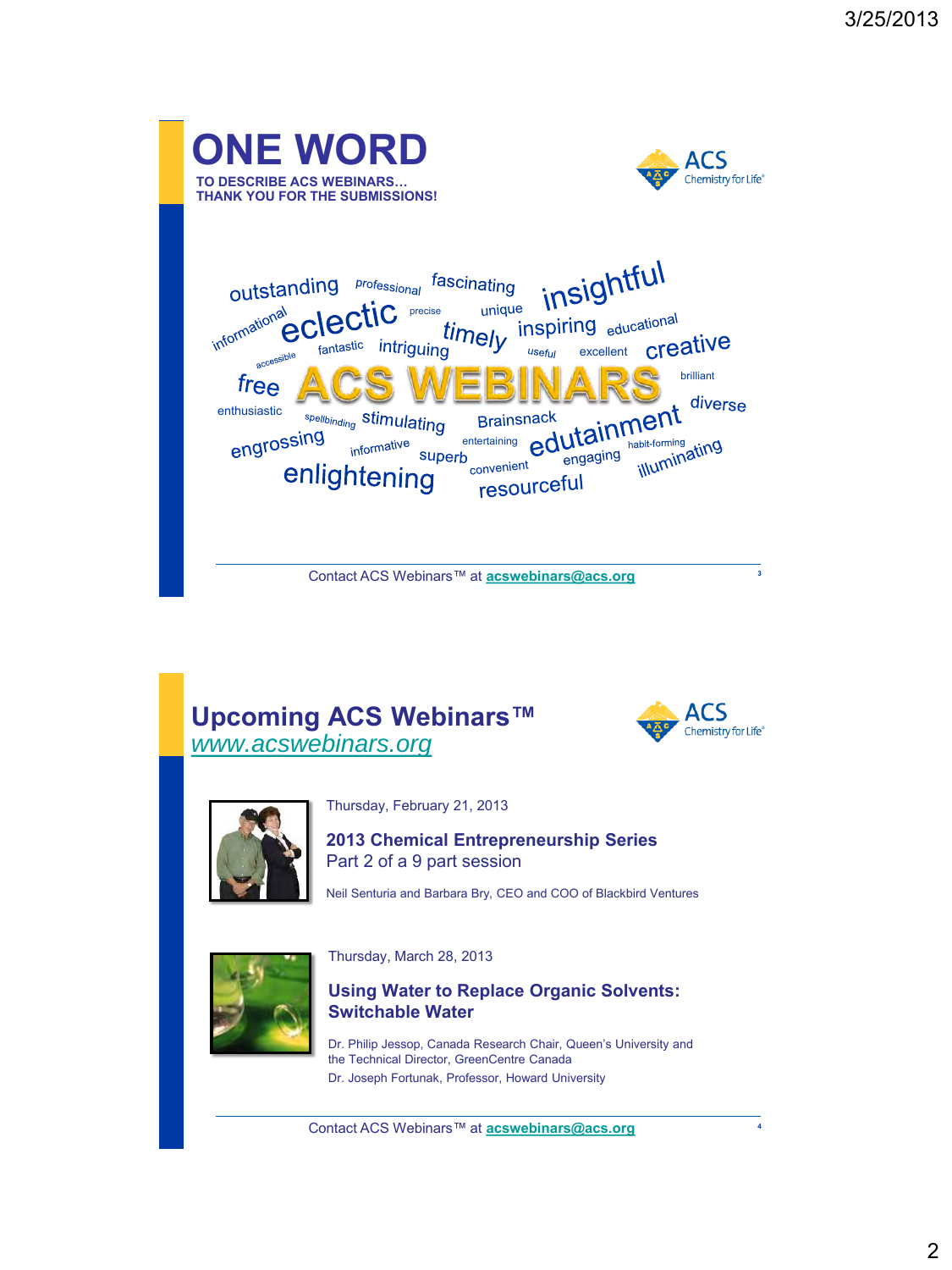# ONE WORD

**TO DESCRIBE ACS WEBINARS… THANK YOU FOR THE SUBMISSIONS!**

outstanding professional fascinating insightful informational eclectic precise unique timely inspiring educational accessible fantastic intriguing useful excellent creative free **ACS WEBINARS** brilliant diverse enthusiastic spellbinding stimulating Brainsnack engrossing informative entertaining edutainment habit-forming superb engaging illuminating enlightening convenient resourceful

Contact ACS Webinars™ at acswebinars@acs.org

# Upcoming ACS Webinars™

*www.acswebinars.org*

Thursday, February 21, 2013

**2013 Chemical Entrepreneurship Series**
Part 2 of a 9 part session

Neil Senturia and Barbara Bry, CEO and COO of Blackbird Ventures

Thursday, March 28, 2013

**Using Water to Replace Organic Solvents: Switchable Water**

Dr. Philip Jessop, Canada Research Chair, Queen's University and the Technical Director, GreenCentre Canada
Dr. Joseph Fortunak, Professor, Howard University

Contact ACS Webinars™ at acswebinars@acs.org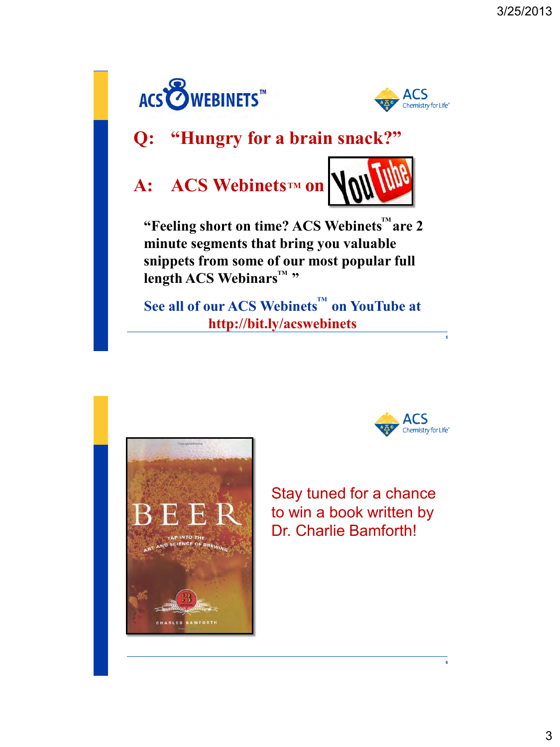## Q: "Hungry for a brain snack?"

## A: ACS Webinets™ on YouTube

**"Feeling short on time? ACS Webinets™ are 2 minute segments that bring you valuable snippets from some of our most popular full length ACS Webinars™ "**

**See all of our ACS Webinets™ on YouTube at http://bit.ly/acswebinets**

---

Stay tuned for a chance to win a book written by Dr. Charlie Bamforth!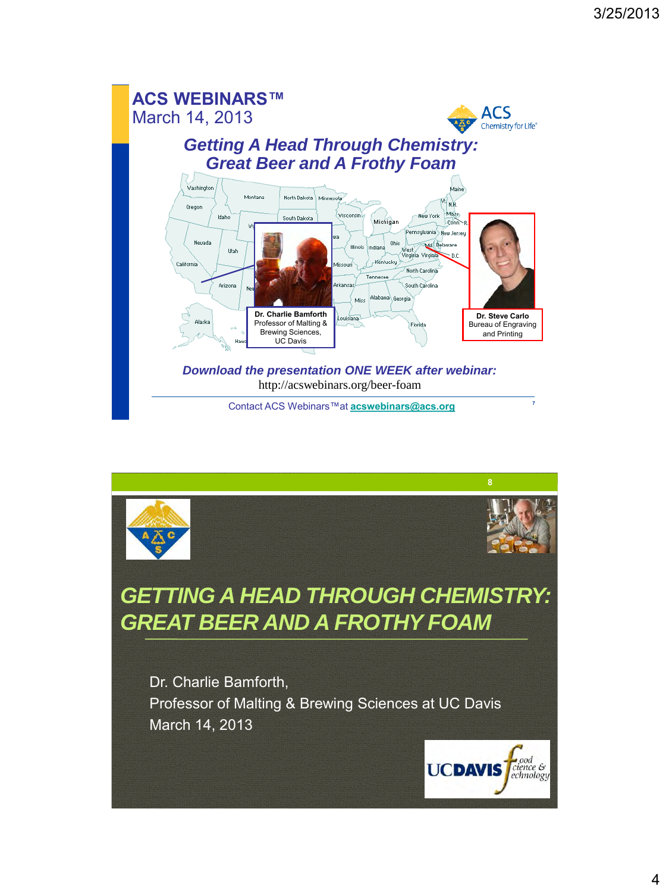## ACS WEBINARS™
March 14, 2013

### *Getting A Head Through Chemistry: Great Beer and A Frothy Foam*

**Dr. Charlie Bamforth**
Professor of Malting & Brewing Sciences, UC Davis

**Dr. Steve Carlo**
Bureau of Engraving and Printing

***Download the presentation ONE WEEK after webinar:***
http://acswebinars.org/beer-foam

Contact ACS Webinars™ at **acswebinars@acs.org**

---

## *GETTING A HEAD THROUGH CHEMISTRY: GREAT BEER AND A FROTHY FOAM*

Dr. Charlie Bamforth,
Professor of Malting & Brewing Sciences at UC Davis
March 14, 2013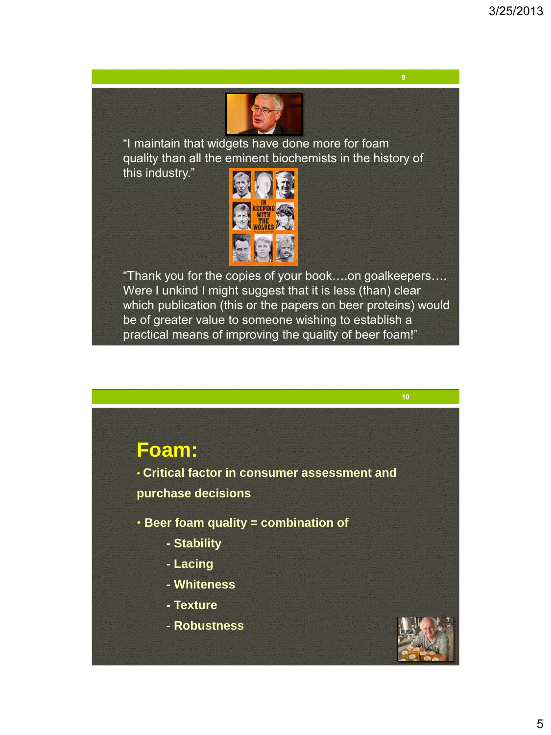"I maintain that widgets have done more for foam quality than all the eminent biochemists in the history of this industry."

"Thank you for the copies of your book….on goalkeepers…. Were I unkind I might suggest that it is less (than) clear which publication (this or the papers on beer proteins) would be of greater value to someone wishing to establish a practical means of improving the quality of beer foam!"

## Foam:

- **Critical factor in consumer assessment and purchase decisions**
- **Beer foam quality = combination of**
  - **- Stability**
  - **- Lacing**
  - **- Whiteness**
  - **- Texture**
  - **- Robustness**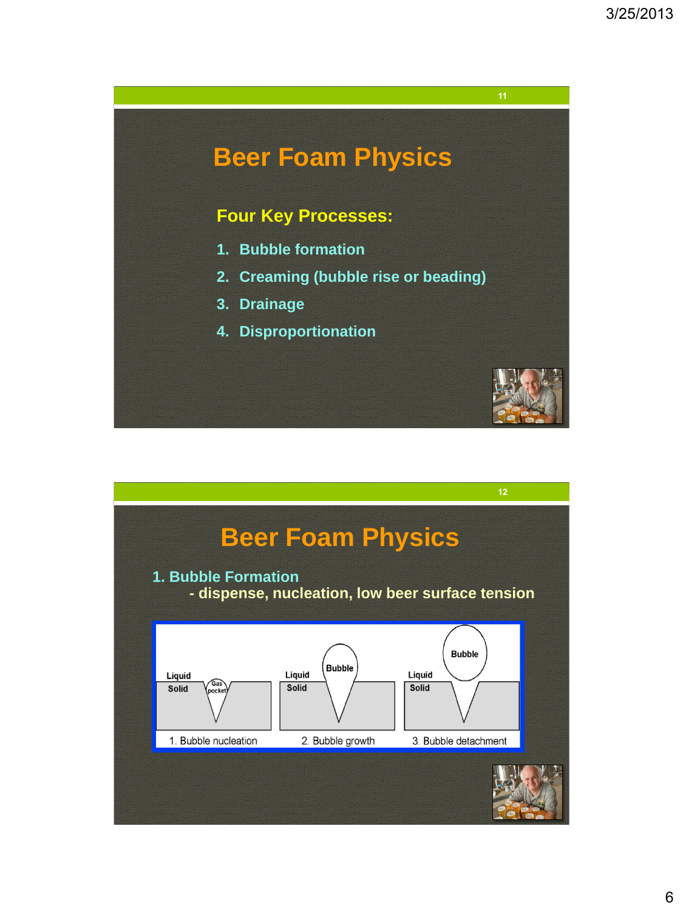# Beer Foam Physics

**Four Key Processes:**

1. Bubble formation
2. Creaming (bubble rise or beading)
3. Drainage
4. Disproportionation

# Beer Foam Physics

**1. Bubble Formation**

- dispense, nucleation, low beer surface tension

Liquid / Solid — Gas pocket — 1. Bubble nucleation

Liquid / Solid — Bubble — 2. Bubble growth

Liquid / Solid — Bubble — 3. Bubble detachment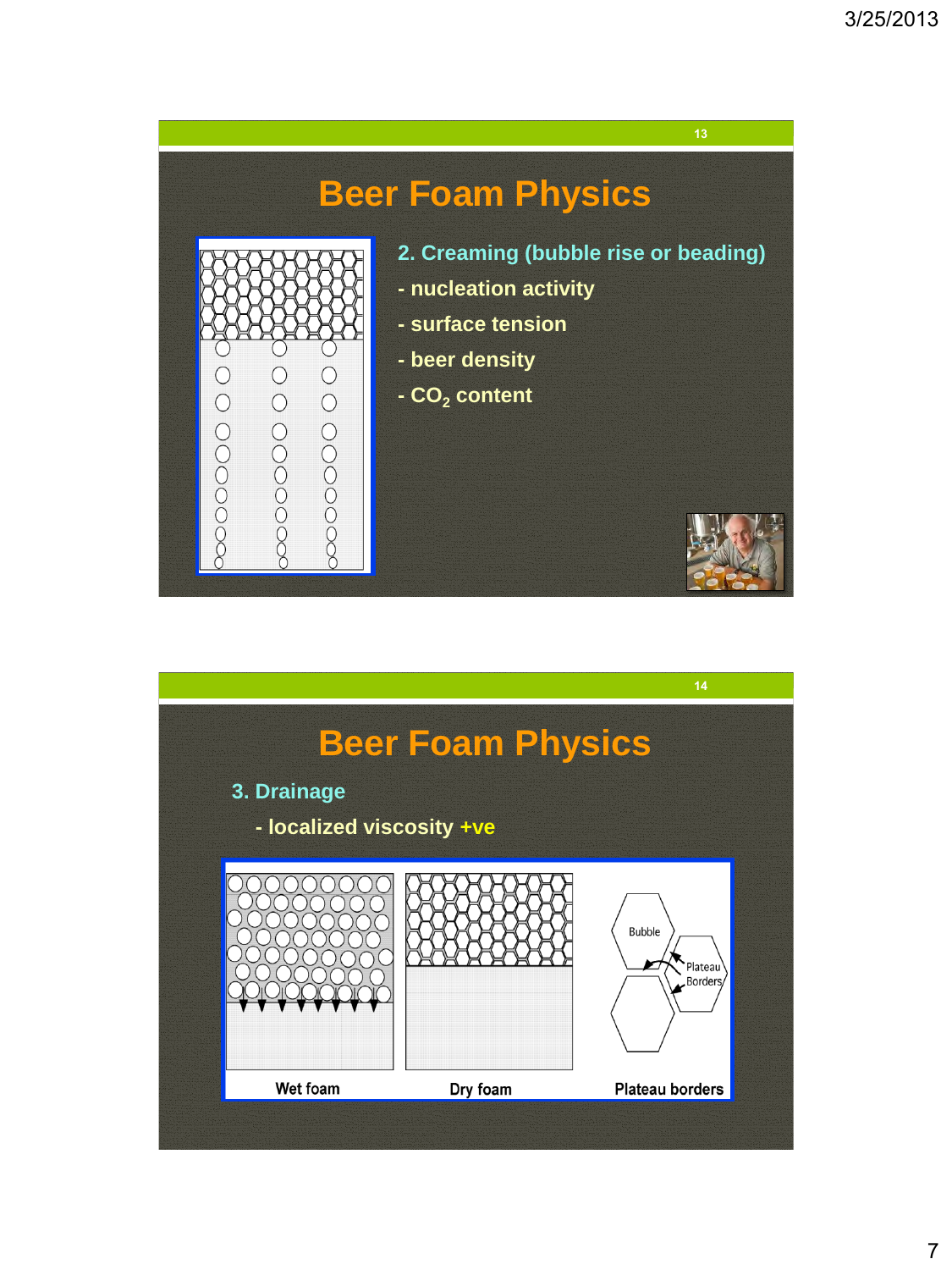# Beer Foam Physics

2. Creaming (bubble rise or beading)

- nucleation activity
- surface tension
- beer density
- $CO_2$ content

# Beer Foam Physics

3. Drainage

- localized viscosity +ve

Wet foam

Dry foam

Plateau borders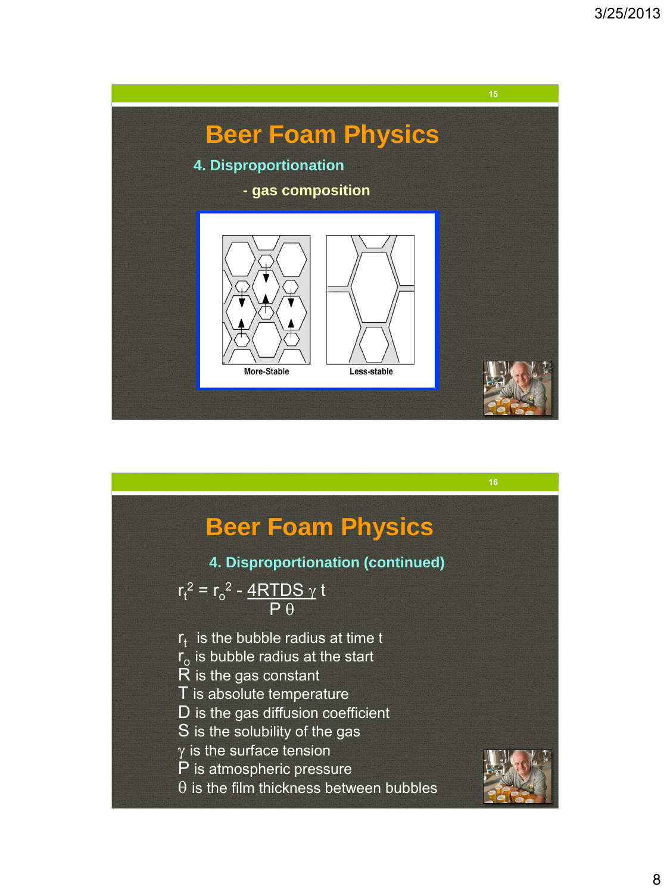## Beer Foam Physics

### 4. Disproportionation

- gas composition

More-Stable

Less-stable

## Beer Foam Physics

### 4. Disproportionation (continued)

$$r_t^2 = r_o^2 - \frac{4RTDS\gamma}{P\theta} t$$

$r_t$ is the bubble radius at time t
$r_o$ is bubble radius at the start
R is the gas constant
T is absolute temperature
D is the gas diffusion coefficient
S is the solubility of the gas
$\gamma$ is the surface tension
P is atmospheric pressure
$\theta$ is the film thickness between bubbles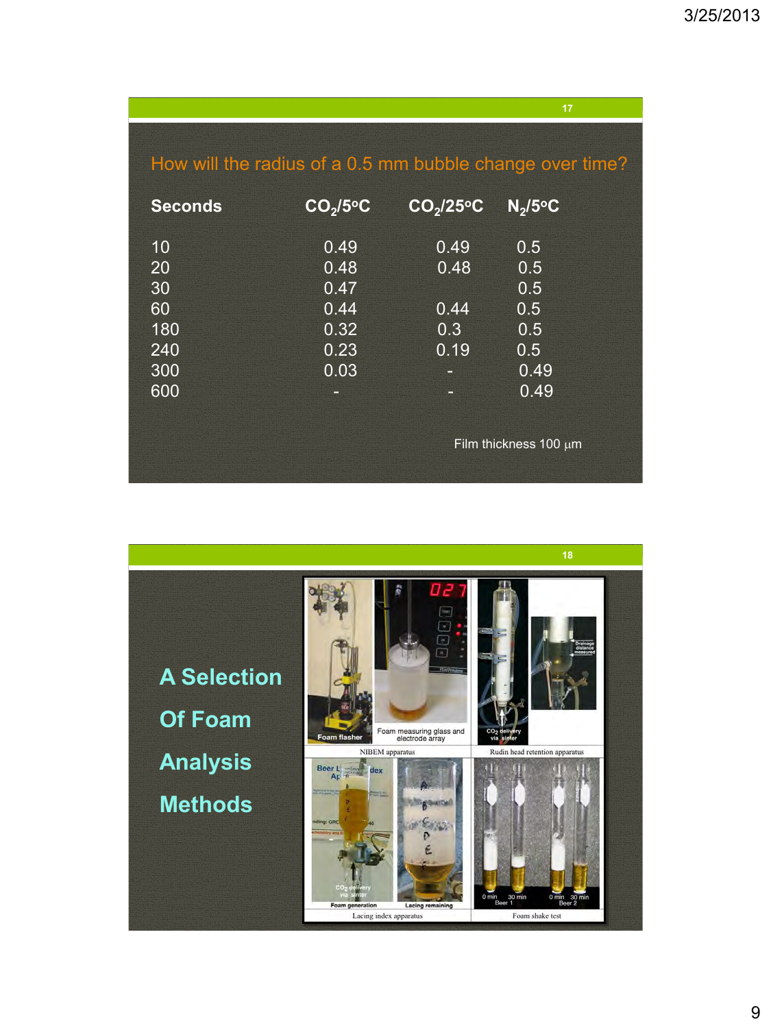## How will the radius of a 0.5 mm bubble change over time?

| Seconds | $CO_2$/5°C | $CO_2$/25°C | $N_2$/5°C |
|---|---|---|---|
| 10 | 0.49 | 0.49 | 0.5 |
| 20 | 0.48 | 0.48 | 0.5 |
| 30 | 0.47 | | 0.5 |
| 60 | 0.44 | 0.44 | 0.5 |
| 180 | 0.32 | 0.3 | 0.5 |
| 240 | 0.23 | 0.19 | 0.5 |
| 300 | 0.03 | - | 0.49 |
| 600 | - | - | 0.49 |

Film thickness 100 μm

## A Selection Of Foam Analysis Methods

NIBEM apparatus

Rudin head retention apparatus

Lacing index apparatus

Foam shake test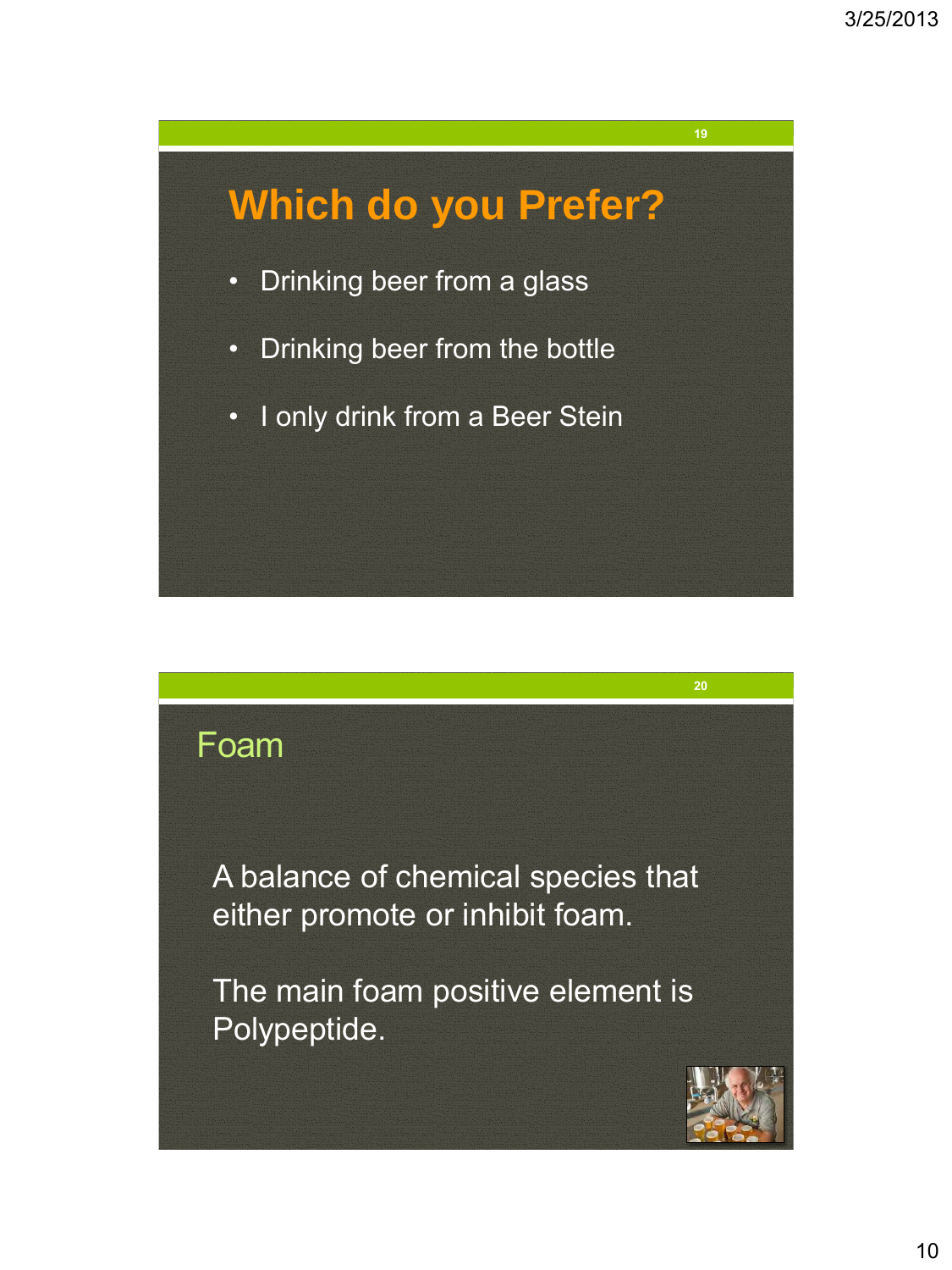## Which do you Prefer?

- Drinking beer from a glass
- Drinking beer from the bottle
- I only drink from a Beer Stein

## Foam

A balance of chemical species that either promote or inhibit foam.

The main foam positive element is Polypeptide.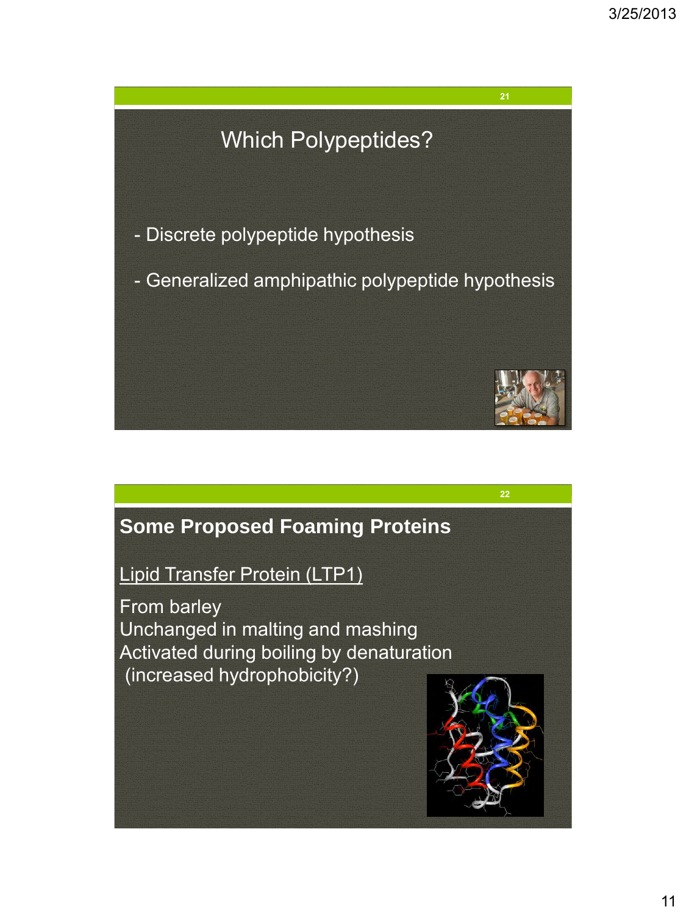## Which Polypeptides?

- Discrete polypeptide hypothesis
- Generalized amphipathic polypeptide hypothesis

## Some Proposed Foaming Proteins

Lipid Transfer Protein (LTP1)

From barley
Unchanged in malting and mashing
Activated during boiling by denaturation
(increased hydrophobicity?)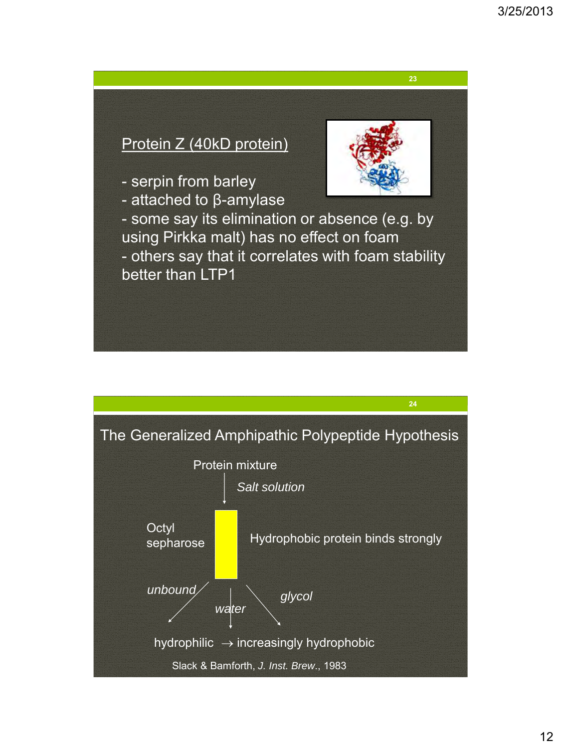## Protein Z (40kD protein)

- serpin from barley
- attached to β-amylase
- some say its elimination or absence (e.g. by using Pirkka malt) has no effect on foam
- others say that it correlates with foam stability better than LTP1

## The Generalized Amphipathic Polypeptide Hypothesis

Protein mixture

↓ *Salt solution*

Octyl sepharose — Hydrophobic protein binds strongly

*unbound* — *water* — *glycol*

hydrophilic → increasingly hydrophobic

Slack & Bamforth, *J. Inst. Brew.*, 1983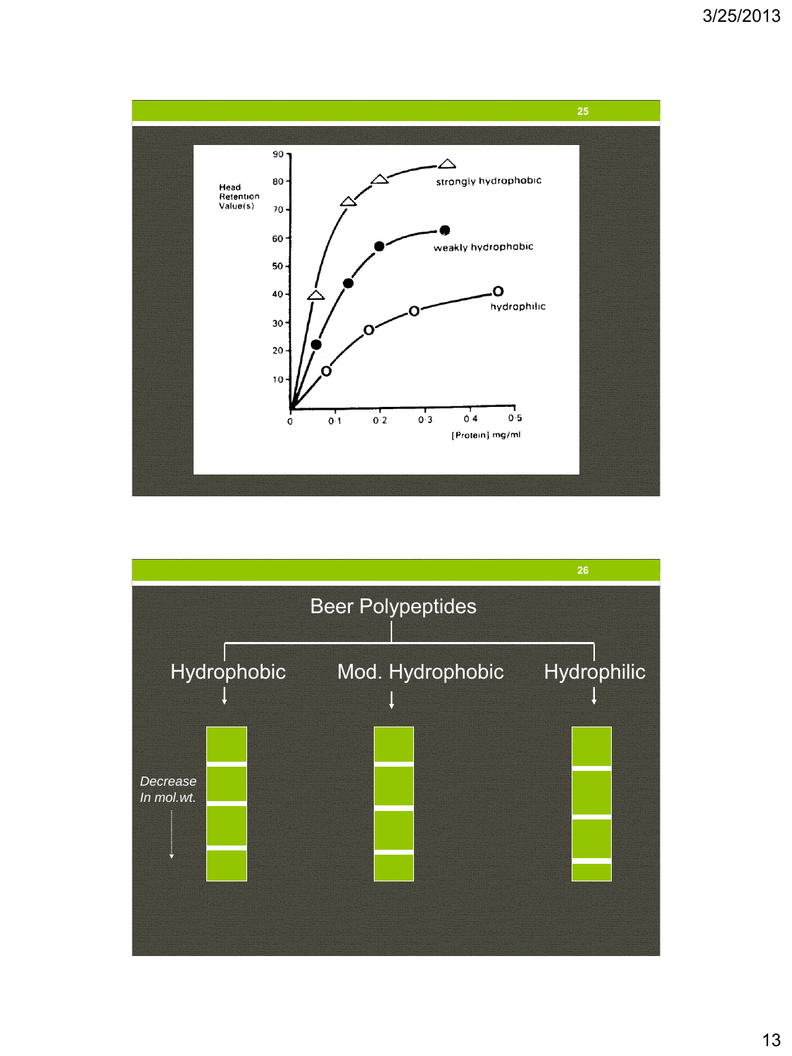Head Retention Value(s)

| [Protein] mg/ml | strongly hydrophobic | weakly hydrophobic | hydrophilic |
|---|---|---|---|

strongly hydrophobic

weakly hydrophobic

hydrophilic

[Protein] mg/ml

## Beer Polypeptides

- Hydrophobic
- Mod. Hydrophobic
- Hydrophilic

*Decrease In mol.wt.*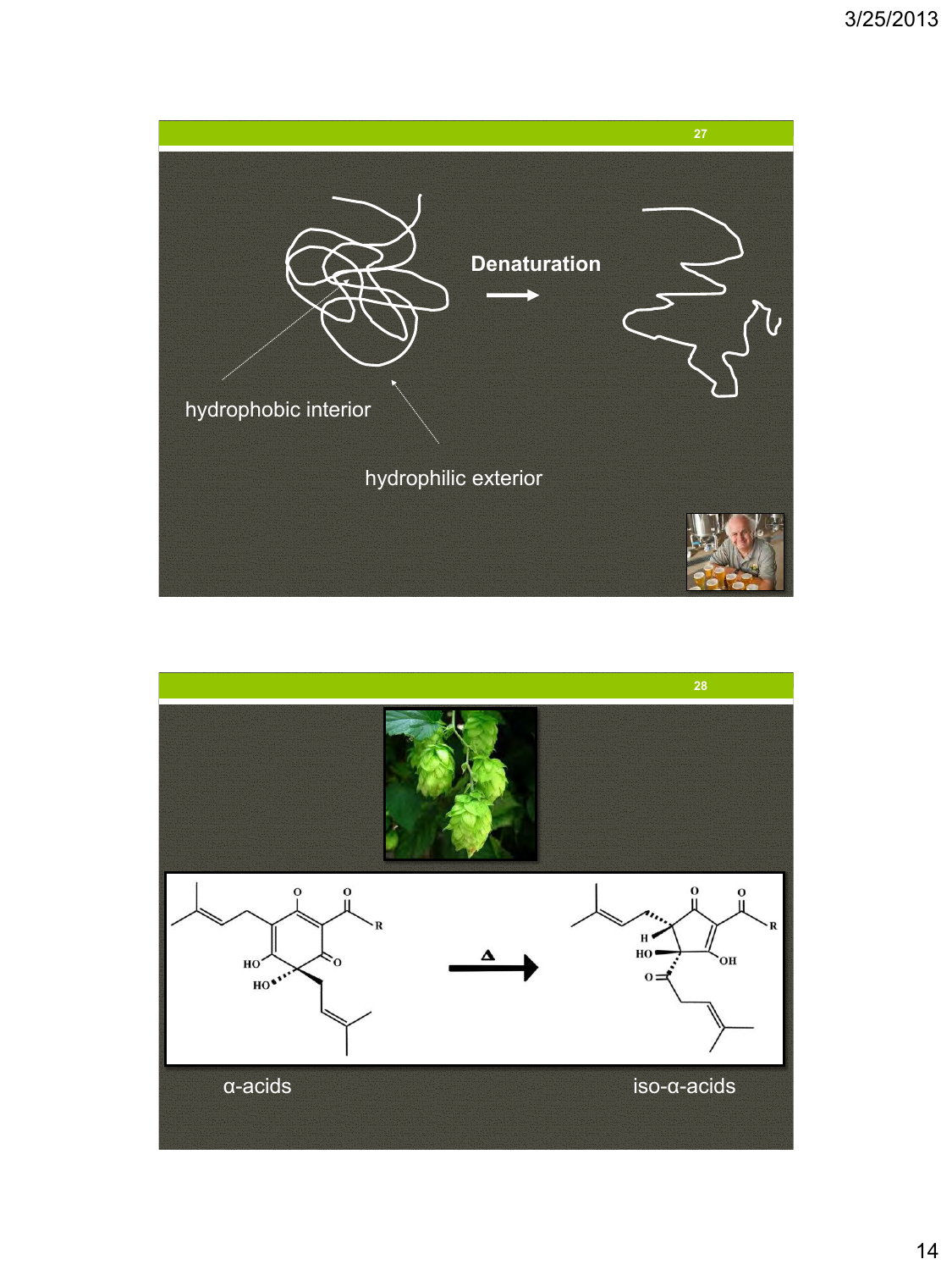Denaturation

hydrophobic interior

hydrophilic exterior

α-acids

iso-α-acids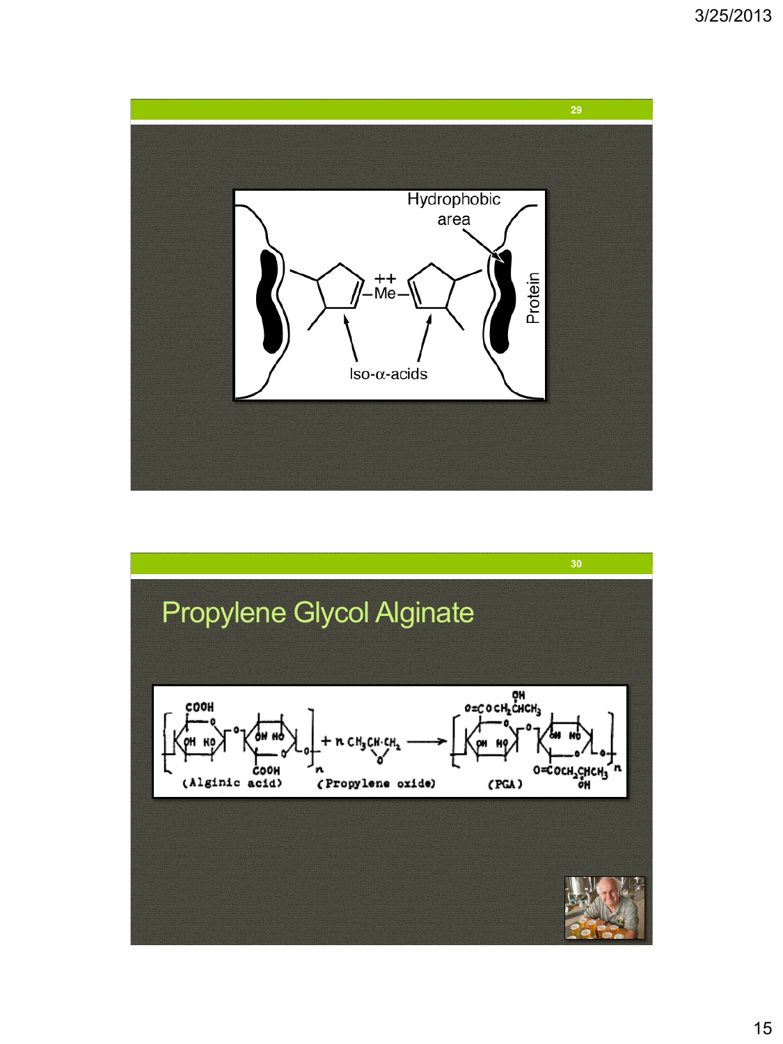Hydrophobic area

Protein

++
—Me—

Iso-α-acids

## Propylene Glycol Alginate

(Alginic acid) + $n\ CH_3CH\text{-}CH_2$ (Propylene oxide) → (PGA)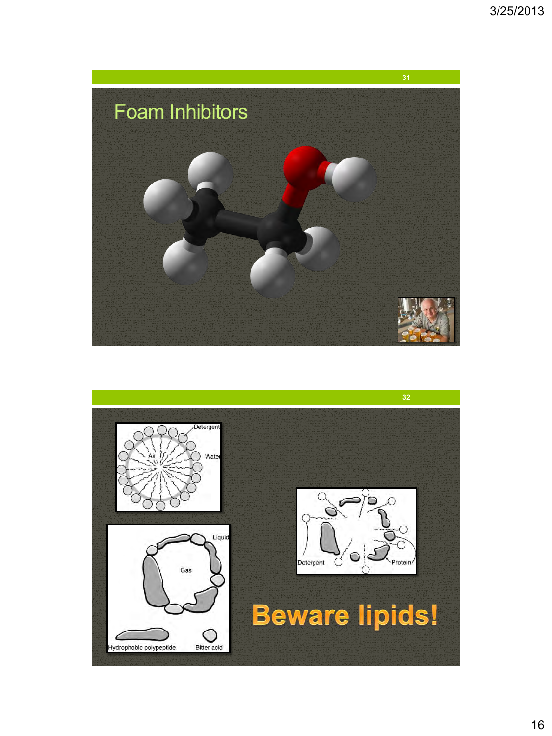## Foam Inhibitors

Detergent

Air

Water

Liquid

Gas

Hydrophobic polypeptide

Bitter acid

Detergent

Protein

**Beware lipids!**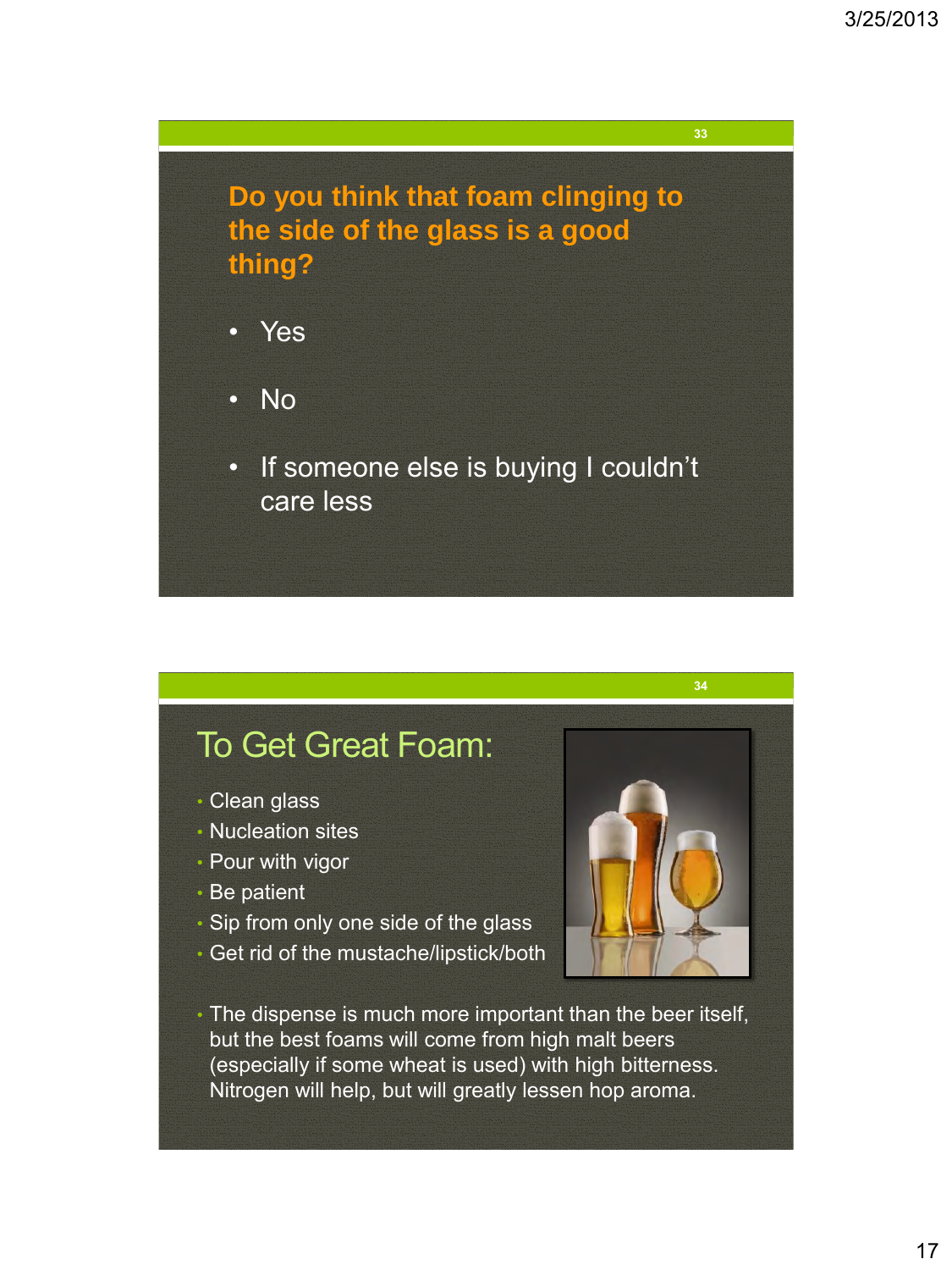## Do you think that foam clinging to the side of the glass is a good thing?

- Yes
- No
- If someone else is buying I couldn't care less

## To Get Great Foam:

- Clean glass
- Nucleation sites
- Pour with vigor
- Be patient
- Sip from only one side of the glass
- Get rid of the mustache/lipstick/both

- The dispense is much more important than the beer itself, but the best foams will come from high malt beers (especially if some wheat is used) with high bitterness. Nitrogen will help, but will greatly lessen hop aroma.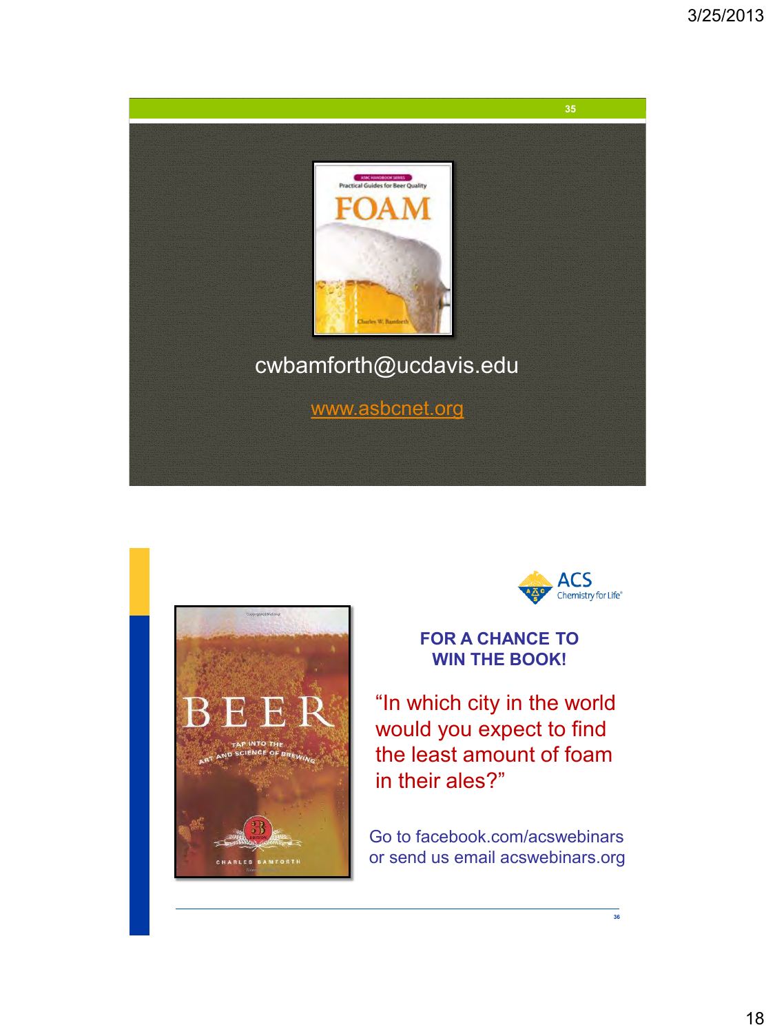cwbamforth@ucdavis.edu

www.asbcnet.org

**FOR A CHANCE TO WIN THE BOOK!**

"In which city in the world would you expect to find the least amount of foam in their ales?"

Go to facebook.com/acswebinars or send us email acswebinars.org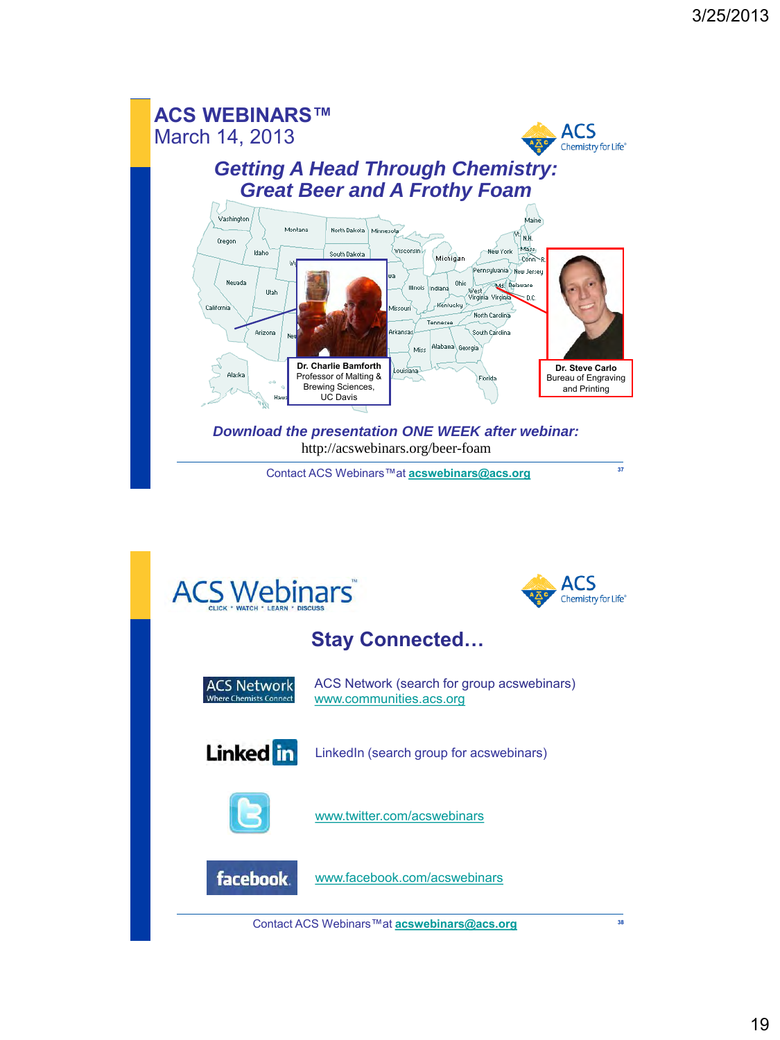## ACS WEBINARS™

March 14, 2013

### *Getting A Head Through Chemistry: Great Beer and A Frothy Foam*

**Dr. Charlie Bamforth**
Professor of Malting & Brewing Sciences, UC Davis

**Dr. Steve Carlo**
Bureau of Engraving and Printing

***Download the presentation ONE WEEK after webinar:***

http://acswebinars.org/beer-foam

Contact ACS Webinars™ at **acswebinars@acs.org**

---

## ACS Webinars™

CLICK • WATCH • LEARN • DISCUSS

### Stay Connected…

ACS Network (search for group acswebinars)
www.communities.acs.org

LinkedIn (search group for acswebinars)

www.twitter.com/acswebinars

www.facebook.com/acswebinars

Contact ACS Webinars™ at **acswebinars@acs.org**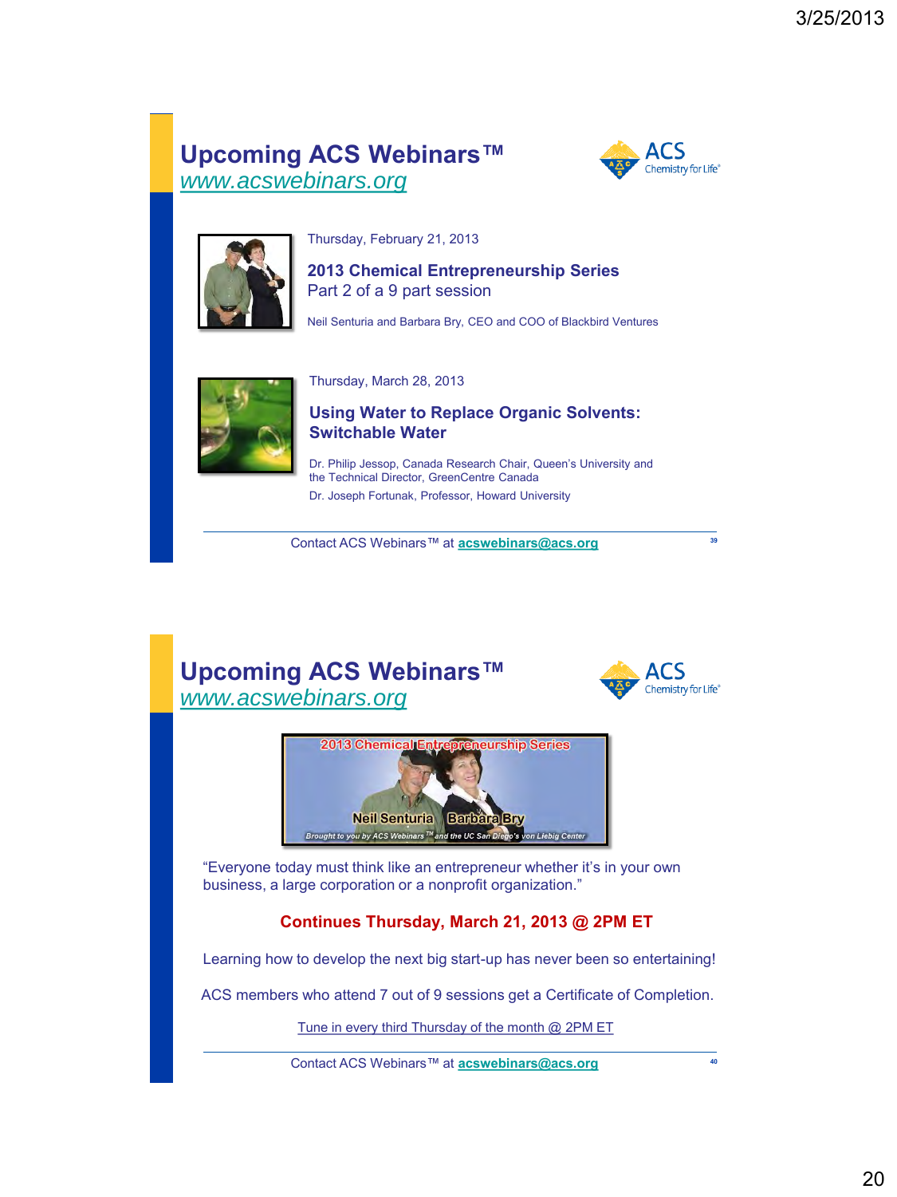## Upcoming ACS Webinars™
www.acswebinars.org

Thursday, February 21, 2013

**2013 Chemical Entrepreneurship Series**
Part 2 of a 9 part session

Neil Senturia and Barbara Bry, CEO and COO of Blackbird Ventures

Thursday, March 28, 2013

**Using Water to Replace Organic Solvents: Switchable Water**

Dr. Philip Jessop, Canada Research Chair, Queen's University and the Technical Director, GreenCentre Canada

Dr. Joseph Fortunak, Professor, Howard University

Contact ACS Webinars™ at **acswebinars@acs.org**

## Upcoming ACS Webinars™
www.acswebinars.org

"Everyone today must think like an entrepreneur whether it's in your own business, a large corporation or a nonprofit organization."

**Continues Thursday, March 21, 2013 @ 2PM ET**

Learning how to develop the next big start-up has never been so entertaining!

ACS members who attend 7 out of 9 sessions get a Certificate of Completion.

Tune in every third Thursday of the month @ 2PM ET

Contact ACS Webinars™ at **acswebinars@acs.org**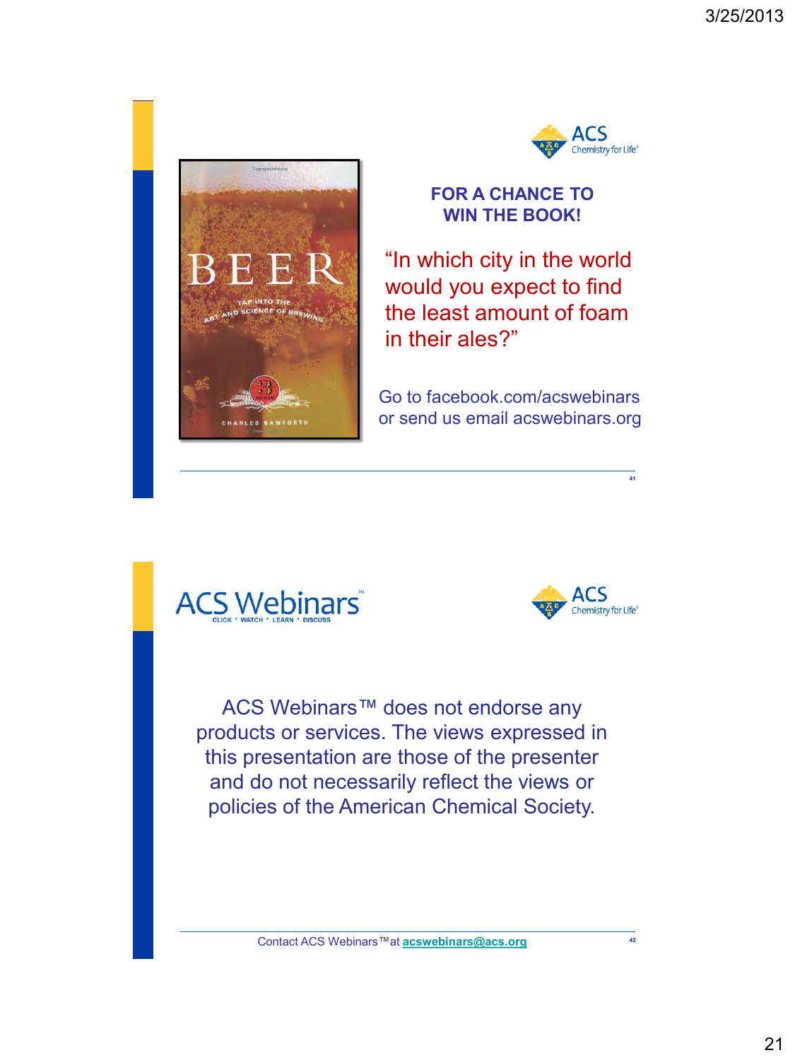FOR A CHANCE TO WIN THE BOOK!

"In which city in the world would you expect to find the least amount of foam in their ales?"

Go to facebook.com/acswebinars or send us email acswebinars.org

ACS Webinars™

ACS Webinars™ does not endorse any products or services. The views expressed in this presentation are those of the presenter and do not necessarily reflect the views or policies of the American Chemical Society.

Contact ACS Webinars™ at **acswebinars@acs.org**